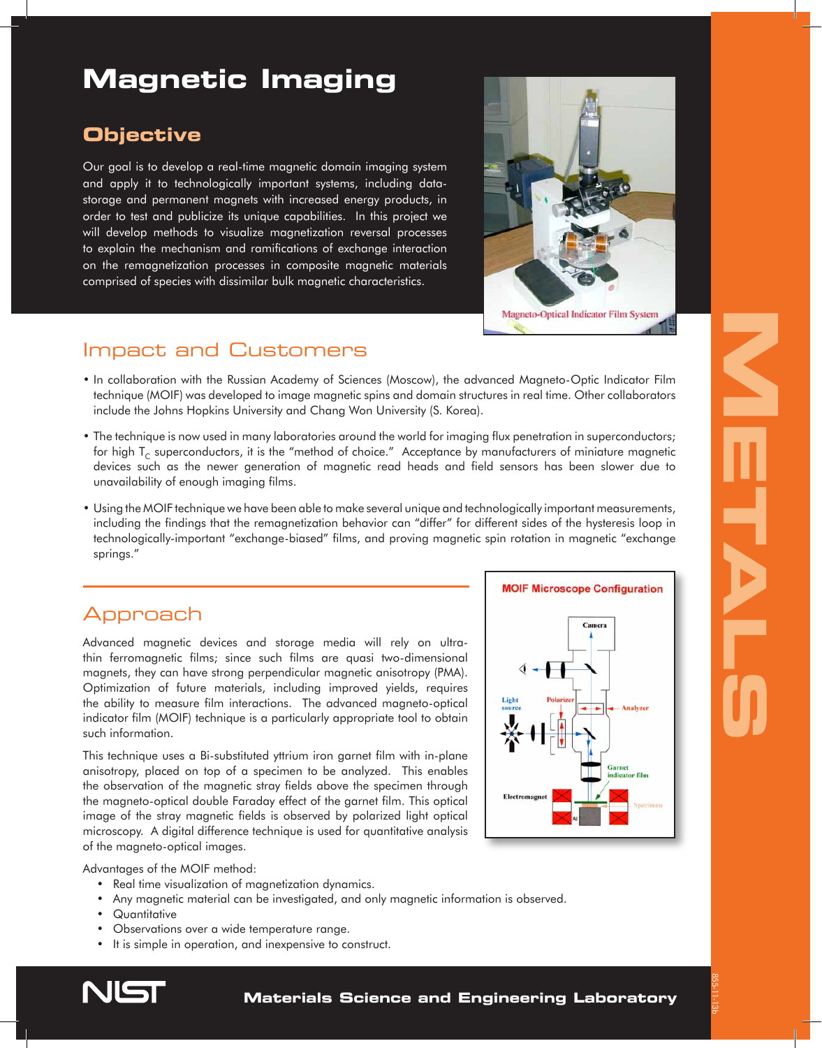# Magnetic Imaging

## Objective

Our goal is to develop a real-time magnetic domain imaging system and apply it to technologically important systems, including data-storage and permanent magnets with increased energy products, in order to test and publicize its unique capabilities. In this project we will develop methods to visualize magnetization reversal processes to explain the mechanism and ramifications of exchange interaction on the remagnetization processes in composite magnetic materials comprised of species with dissimilar bulk magnetic characteristics.

Magneto-Optical Indicator Film System

## Impact and Customers

- In collaboration with the Russian Academy of Sciences (Moscow), the advanced Magneto-Optic Indicator Film technique (MOIF) was developed to image magnetic spins and domain structures in real time. Other collaborators include the Johns Hopkins University and Chang Won University (S. Korea).
- The technique is now used in many laboratories around the world for imaging flux penetration in superconductors; for high $T_C$ superconductors, it is the "method of choice." Acceptance by manufacturers of miniature magnetic devices such as the newer generation of magnetic read heads and field sensors has been slower due to unavailability of enough imaging films.
- Using the MOIF technique we have been able to make several unique and technologically important measurements, including the findings that the remagnetization behavior can "differ" for different sides of the hysteresis loop in technologically-important "exchange-biased" films, and proving magnetic spin rotation in magnetic "exchange springs."

## Approach

Advanced magnetic devices and storage media will rely on ultra-thin ferromagnetic films; since such films are quasi two-dimensional magnets, they can have strong perpendicular magnetic anisotropy (PMA). Optimization of future materials, including improved yields, requires the ability to measure film interactions. The advanced magneto-optical indicator film (MOIF) technique is a particularly appropriate tool to obtain such information.

This technique uses a Bi-substituted yttrium iron garnet film with in-plane anisotropy, placed on top of a specimen to be analyzed. This enables the observation of the magnetic stray fields above the specimen through the magneto-optical double Faraday effect of the garnet film. This optical image of the stray magnetic fields is observed by polarized light optical microscopy. A digital difference technique is used for quantitative analysis of the magneto-optical images.

MOIF Microscope Configuration

Advantages of the MOIF method:

- Real time visualization of magnetization dynamics.
- Any magnetic material can be investigated, and only magnetic information is observed.
- Quantitative
- Observations over a wide temperature range.
- It is simple in operation, and inexpensive to construct.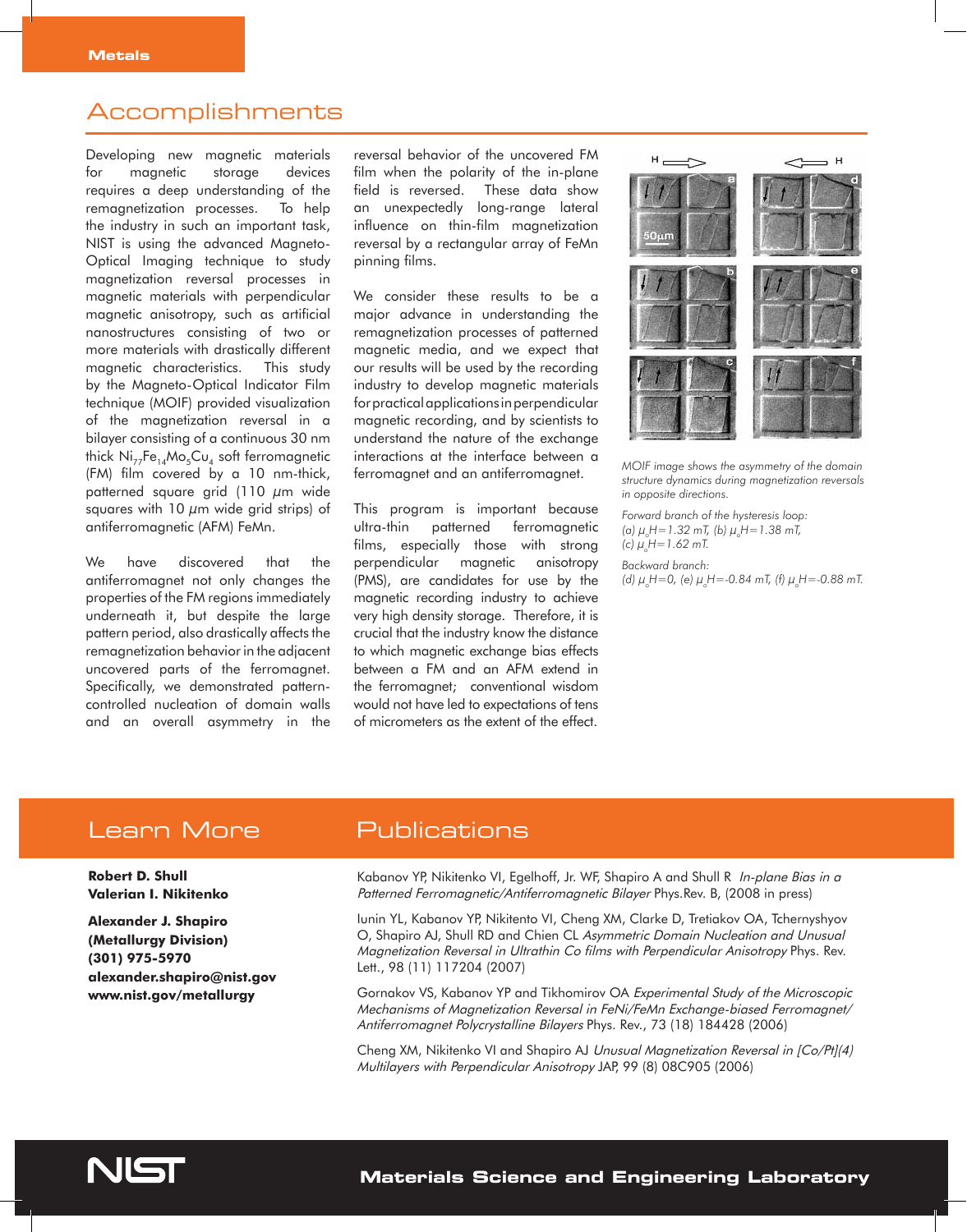# Accomplishments

Developing new magnetic materials for magnetic storage devices requires a deep understanding of the remagnetization processes. To help the industry in such an important task, NIST is using the advanced Magneto-Optical Imaging technique to study magnetization reversal processes in magnetic materials with perpendicular magnetic anisotropy, such as artificial nanostructures consisting of two or more materials with drastically different magnetic characteristics. This study by the Magneto-Optical Indicator Film technique (MOIF) provided visualization of the magnetization reversal in a bilayer consisting of a continuous 30 nm thick $Ni_{77}Fe_{14}Mo_5Cu_4$ soft ferromagnetic (FM) film covered by a 10 nm-thick, patterned square grid (110 $\mu$m wide squares with 10 $\mu$m wide grid strips) of antiferromagnetic (AFM) FeMn.

We have discovered that the antiferromagnet not only changes the properties of the FM regions immediately underneath it, but despite the large pattern period, also drastically affects the remagnetization behavior in the adjacent uncovered parts of the ferromagnet. Specifically, we demonstrated pattern-controlled nucleation of domain walls and an overall asymmetry in the reversal behavior of the uncovered FM film when the polarity of the in-plane field is reversed. These data show an unexpectedly long-range lateral influence on thin-film magnetization reversal by a rectangular array of FeMn pinning films.

We consider these results to be a major advance in understanding the remagnetization processes of patterned magnetic media, and we expect that our results will be used by the recording industry to develop magnetic materials for practical applications in perpendicular magnetic recording, and by scientists to understand the nature of the exchange interactions at the interface between a ferromagnet and an antiferromagnet.

This program is important because ultra-thin patterned ferromagnetic films, especially those with strong perpendicular magnetic anisotropy (PMS), are candidates for use by the magnetic recording industry to achieve very high density storage. Therefore, it is crucial that the industry know the distance to which magnetic exchange bias effects between a FM and an AFM extend in the ferromagnet; conventional wisdom would not have led to expectations of tens of micrometers as the extent of the effect.

H
H
a
d
50μm
b
e
c
f

*MOIF image shows the asymmetry of the domain structure dynamics during magnetization reversals in opposite directions.*

*Forward branch of the hysteresis loop:*
*(a) $\mu_o H=1.32$ mT, (b) $\mu_o H=1.38$ mT, (c) $\mu_o H=1.62$ mT.*

*Backward branch:*
*(d) $\mu_o H=0$, (e) $\mu_o H=-0.84$ mT, (f) $\mu_o H=-0.88$ mT.*

## Learn More

**Robert D. Shull**
**Valerian I. Nikitenko**

**Alexander J. Shapiro**
**(Metallurgy Division)**
**(301) 975-5970**
**alexander.shapiro@nist.gov**
**www.nist.gov/metallurgy**

## Publications

Kabanov YP, Nikitenko VI, Egelhoff, Jr. WF, Shapiro A and Shull R *In-plane Bias in a Patterned Ferromagnetic/Antiferromagnetic Bilayer* Phys.Rev. B, (2008 in press)

Iunin YL, Kabanov YP, Nikitento VI, Cheng XM, Clarke D, Tretiakov OA, Tchernyshyov O, Shapiro AJ, Shull RD and Chien CL *Asymmetric Domain Nucleation and Unusual Magnetization Reversal in Ultrathin Co films with Perpendicular Anisotropy* Phys. Rev. Lett., 98 (11) 117204 (2007)

Gornakov VS, Kabanov YP and Tikhomirov OA *Experimental Study of the Microscopic Mechanisms of Magnetization Reversal in FeNi/FeMn Exchange-biased Ferromagnet/Antiferromagnet Polycrystalline Bilayers* Phys. Rev., 73 (18) 184428 (2006)

Cheng XM, Nikitenko VI and Shapiro AJ *Unusual Magnetization Reversal in [Co/Pt](4) Multilayers with Perpendicular Anisotropy* JAP, 99 (8) 08C905 (2006)